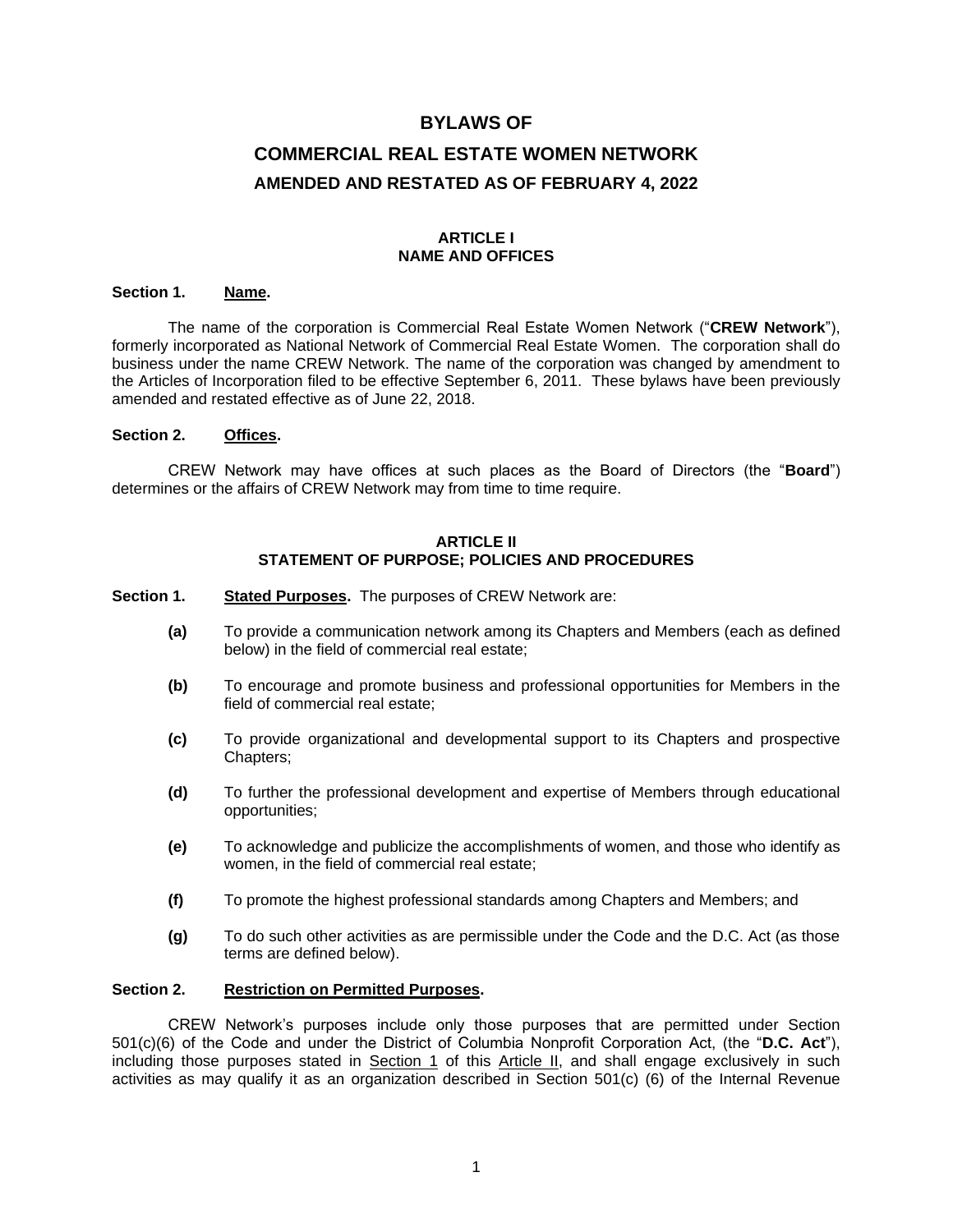# BYLAWS OF

# COMMERCIAL REAL ESTATE WOMEN NETWORK

## AMENDED AND RESTATED AS OF FEBRUARY 4, 2022

### ARTICLE I
### NAME AND OFFICES

**Section 1. Name.**

The name of the corporation is Commercial Real Estate Women Network ("**CREW Network**"), formerly incorporated as National Network of Commercial Real Estate Women. The corporation shall do business under the name CREW Network. The name of the corporation was changed by amendment to the Articles of Incorporation filed to be effective September 6, 2011. These bylaws have been previously amended and restated effective as of June 22, 2018.

**Section 2. Offices.**

CREW Network may have offices at such places as the Board of Directors (the "**Board**") determines or the affairs of CREW Network may from time to time require.

### ARTICLE II
### STATEMENT OF PURPOSE; POLICIES AND PROCEDURES

**Section 1. Stated Purposes.** The purposes of CREW Network are:

- **(a)** To provide a communication network among its Chapters and Members (each as defined below) in the field of commercial real estate;
- **(b)** To encourage and promote business and professional opportunities for Members in the field of commercial real estate;
- **(c)** To provide organizational and developmental support to its Chapters and prospective Chapters;
- **(d)** To further the professional development and expertise of Members through educational opportunities;
- **(e)** To acknowledge and publicize the accomplishments of women, and those who identify as women, in the field of commercial real estate;
- **(f)** To promote the highest professional standards among Chapters and Members; and
- **(g)** To do such other activities as are permissible under the Code and the D.C. Act (as those terms are defined below).

**Section 2. Restriction on Permitted Purposes.**

CREW Network's purposes include only those purposes that are permitted under Section 501(c)(6) of the Code and under the District of Columbia Nonprofit Corporation Act, (the "**D.C. Act**"), including those purposes stated in Section 1 of this Article II, and shall engage exclusively in such activities as may qualify it as an organization described in Section 501(c) (6) of the Internal Revenue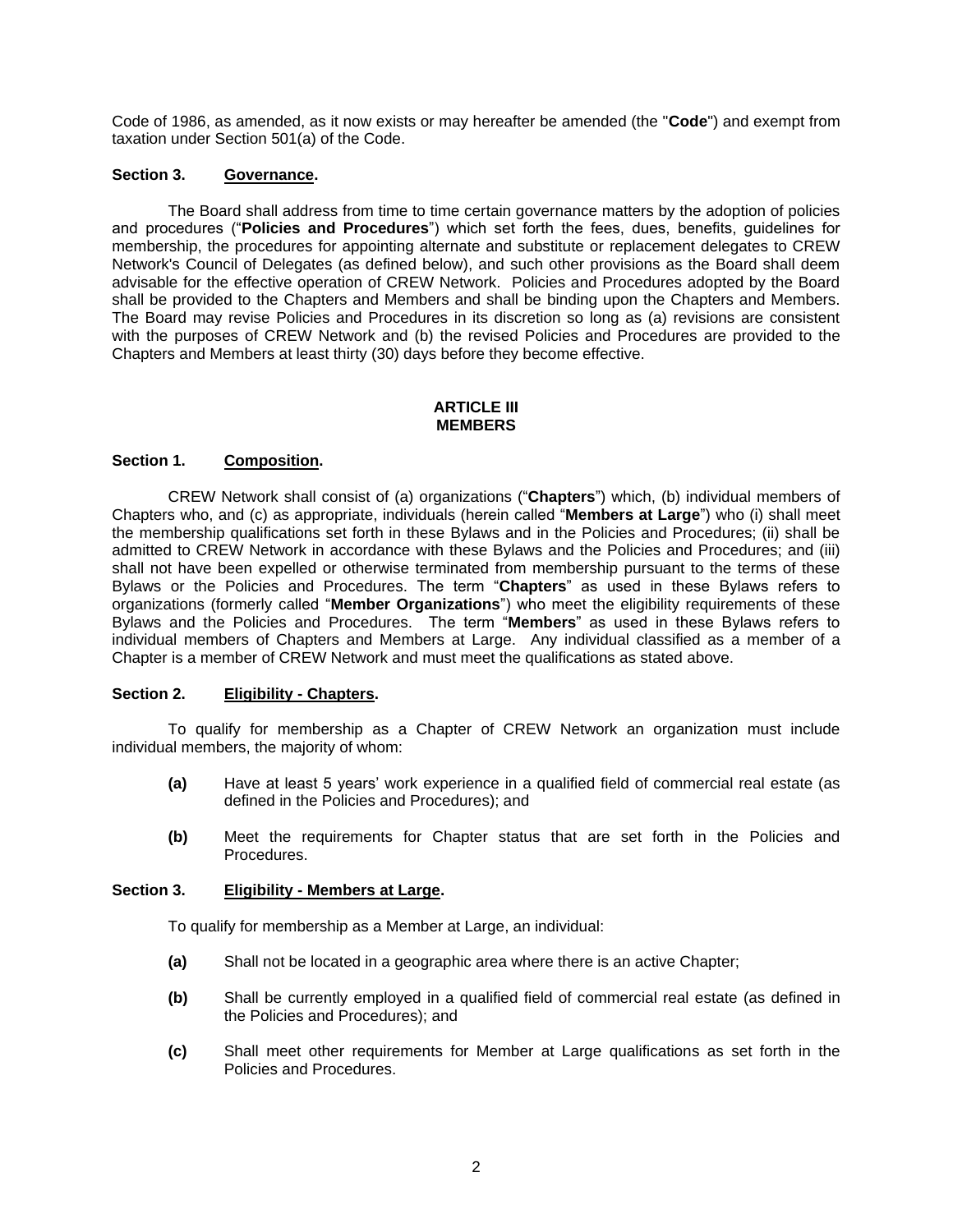Code of 1986, as amended, as it now exists or may hereafter be amended (the "**Code**") and exempt from taxation under Section 501(a) of the Code.

**Section 3. Governance.**

The Board shall address from time to time certain governance matters by the adoption of policies and procedures ("**Policies and Procedures**") which set forth the fees, dues, benefits, guidelines for membership, the procedures for appointing alternate and substitute or replacement delegates to CREW Network's Council of Delegates (as defined below), and such other provisions as the Board shall deem advisable for the effective operation of CREW Network. Policies and Procedures adopted by the Board shall be provided to the Chapters and Members and shall be binding upon the Chapters and Members. The Board may revise Policies and Procedures in its discretion so long as (a) revisions are consistent with the purposes of CREW Network and (b) the revised Policies and Procedures are provided to the Chapters and Members at least thirty (30) days before they become effective.

## ARTICLE III
## MEMBERS

**Section 1. Composition.**

CREW Network shall consist of (a) organizations ("**Chapters**") which, (b) individual members of Chapters who, and (c) as appropriate, individuals (herein called "**Members at Large**") who (i) shall meet the membership qualifications set forth in these Bylaws and in the Policies and Procedures; (ii) shall be admitted to CREW Network in accordance with these Bylaws and the Policies and Procedures; and (iii) shall not have been expelled or otherwise terminated from membership pursuant to the terms of these Bylaws or the Policies and Procedures. The term "**Chapters**" as used in these Bylaws refers to organizations (formerly called "**Member Organizations**") who meet the eligibility requirements of these Bylaws and the Policies and Procedures. The term "**Members**" as used in these Bylaws refers to individual members of Chapters and Members at Large. Any individual classified as a member of a Chapter is a member of CREW Network and must meet the qualifications as stated above.

**Section 2. Eligibility - Chapters.**

To qualify for membership as a Chapter of CREW Network an organization must include individual members, the majority of whom:

**(a)** Have at least 5 years' work experience in a qualified field of commercial real estate (as defined in the Policies and Procedures); and

**(b)** Meet the requirements for Chapter status that are set forth in the Policies and Procedures.

**Section 3. Eligibility - Members at Large.**

To qualify for membership as a Member at Large, an individual:

**(a)** Shall not be located in a geographic area where there is an active Chapter;

**(b)** Shall be currently employed in a qualified field of commercial real estate (as defined in the Policies and Procedures); and

**(c)** Shall meet other requirements for Member at Large qualifications as set forth in the Policies and Procedures.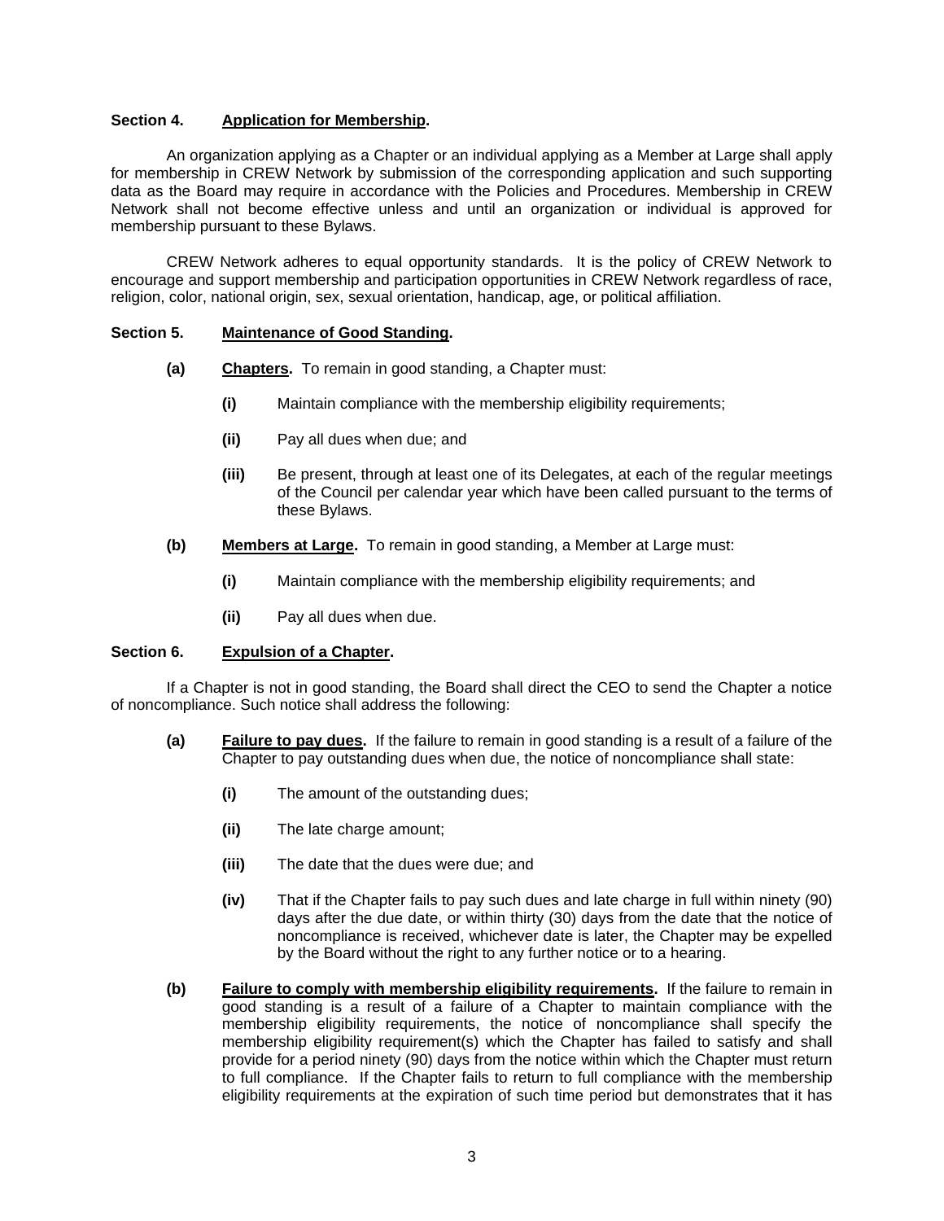**Section 4. Application for Membership.**

An organization applying as a Chapter or an individual applying as a Member at Large shall apply for membership in CREW Network by submission of the corresponding application and such supporting data as the Board may require in accordance with the Policies and Procedures. Membership in CREW Network shall not become effective unless and until an organization or individual is approved for membership pursuant to these Bylaws.

CREW Network adheres to equal opportunity standards. It is the policy of CREW Network to encourage and support membership and participation opportunities in CREW Network regardless of race, religion, color, national origin, sex, sexual orientation, handicap, age, or political affiliation.

**Section 5. Maintenance of Good Standing.**

**(a) Chapters.** To remain in good standing, a Chapter must:

**(i)** Maintain compliance with the membership eligibility requirements;

**(ii)** Pay all dues when due; and

**(iii)** Be present, through at least one of its Delegates, at each of the regular meetings of the Council per calendar year which have been called pursuant to the terms of these Bylaws.

**(b) Members at Large.** To remain in good standing, a Member at Large must:

**(i)** Maintain compliance with the membership eligibility requirements; and

**(ii)** Pay all dues when due.

**Section 6. Expulsion of a Chapter.**

If a Chapter is not in good standing, the Board shall direct the CEO to send the Chapter a notice of noncompliance. Such notice shall address the following:

**(a) Failure to pay dues.** If the failure to remain in good standing is a result of a failure of the Chapter to pay outstanding dues when due, the notice of noncompliance shall state:

**(i)** The amount of the outstanding dues;

**(ii)** The late charge amount;

**(iii)** The date that the dues were due; and

**(iv)** That if the Chapter fails to pay such dues and late charge in full within ninety (90) days after the due date, or within thirty (30) days from the date that the notice of noncompliance is received, whichever date is later, the Chapter may be expelled by the Board without the right to any further notice or to a hearing.

**(b) Failure to comply with membership eligibility requirements.** If the failure to remain in good standing is a result of a failure of a Chapter to maintain compliance with the membership eligibility requirements, the notice of noncompliance shall specify the membership eligibility requirement(s) which the Chapter has failed to satisfy and shall provide for a period ninety (90) days from the notice within which the Chapter must return to full compliance. If the Chapter fails to return to full compliance with the membership eligibility requirements at the expiration of such time period but demonstrates that it has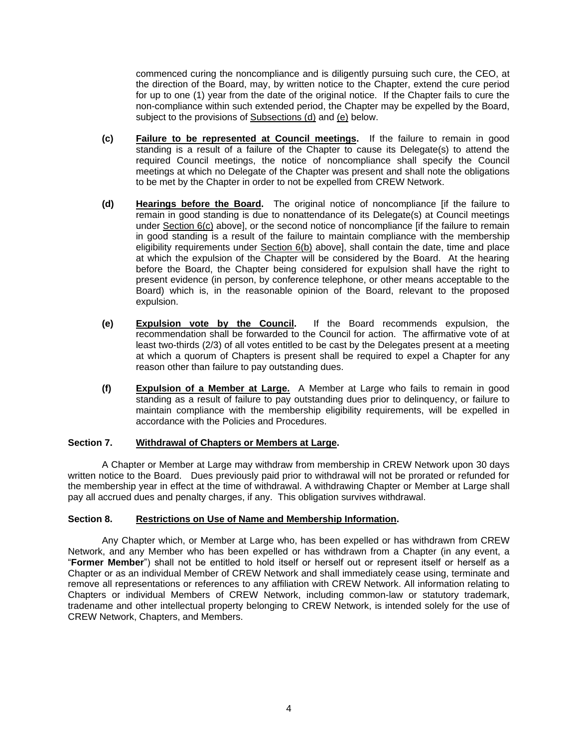commenced curing the noncompliance and is diligently pursuing such cure, the CEO, at the direction of the Board, may, by written notice to the Chapter, extend the cure period for up to one (1) year from the date of the original notice. If the Chapter fails to cure the non-compliance within such extended period, the Chapter may be expelled by the Board, subject to the provisions of Subsections (d) and (e) below.

**(c)** **Failure to be represented at Council meetings.** If the failure to remain in good standing is a result of a failure of the Chapter to cause its Delegate(s) to attend the required Council meetings, the notice of noncompliance shall specify the Council meetings at which no Delegate of the Chapter was present and shall note the obligations to be met by the Chapter in order to not be expelled from CREW Network.

**(d)** **Hearings before the Board.** The original notice of noncompliance [if the failure to remain in good standing is due to nonattendance of its Delegate(s) at Council meetings under Section 6(c) above], or the second notice of noncompliance [if the failure to remain in good standing is a result of the failure to maintain compliance with the membership eligibility requirements under Section 6(b) above], shall contain the date, time and place at which the expulsion of the Chapter will be considered by the Board. At the hearing before the Board, the Chapter being considered for expulsion shall have the right to present evidence (in person, by conference telephone, or other means acceptable to the Board) which is, in the reasonable opinion of the Board, relevant to the proposed expulsion.

**(e)** **Expulsion vote by the Council.** If the Board recommends expulsion, the recommendation shall be forwarded to the Council for action. The affirmative vote of at least two-thirds (2/3) of all votes entitled to be cast by the Delegates present at a meeting at which a quorum of Chapters is present shall be required to expel a Chapter for any reason other than failure to pay outstanding dues.

**(f)** **Expulsion of a Member at Large.** A Member at Large who fails to remain in good standing as a result of failure to pay outstanding dues prior to delinquency, or failure to maintain compliance with the membership eligibility requirements, will be expelled in accordance with the Policies and Procedures.

**Section 7. Withdrawal of Chapters or Members at Large.**

A Chapter or Member at Large may withdraw from membership in CREW Network upon 30 days written notice to the Board. Dues previously paid prior to withdrawal will not be prorated or refunded for the membership year in effect at the time of withdrawal. A withdrawing Chapter or Member at Large shall pay all accrued dues and penalty charges, if any. This obligation survives withdrawal.

**Section 8. Restrictions on Use of Name and Membership Information.**

Any Chapter which, or Member at Large who, has been expelled or has withdrawn from CREW Network, and any Member who has been expelled or has withdrawn from a Chapter (in any event, a "**Former Member**") shall not be entitled to hold itself or herself out or represent itself or herself as a Chapter or as an individual Member of CREW Network and shall immediately cease using, terminate and remove all representations or references to any affiliation with CREW Network. All information relating to Chapters or individual Members of CREW Network, including common-law or statutory trademark, tradename and other intellectual property belonging to CREW Network, is intended solely for the use of CREW Network, Chapters, and Members.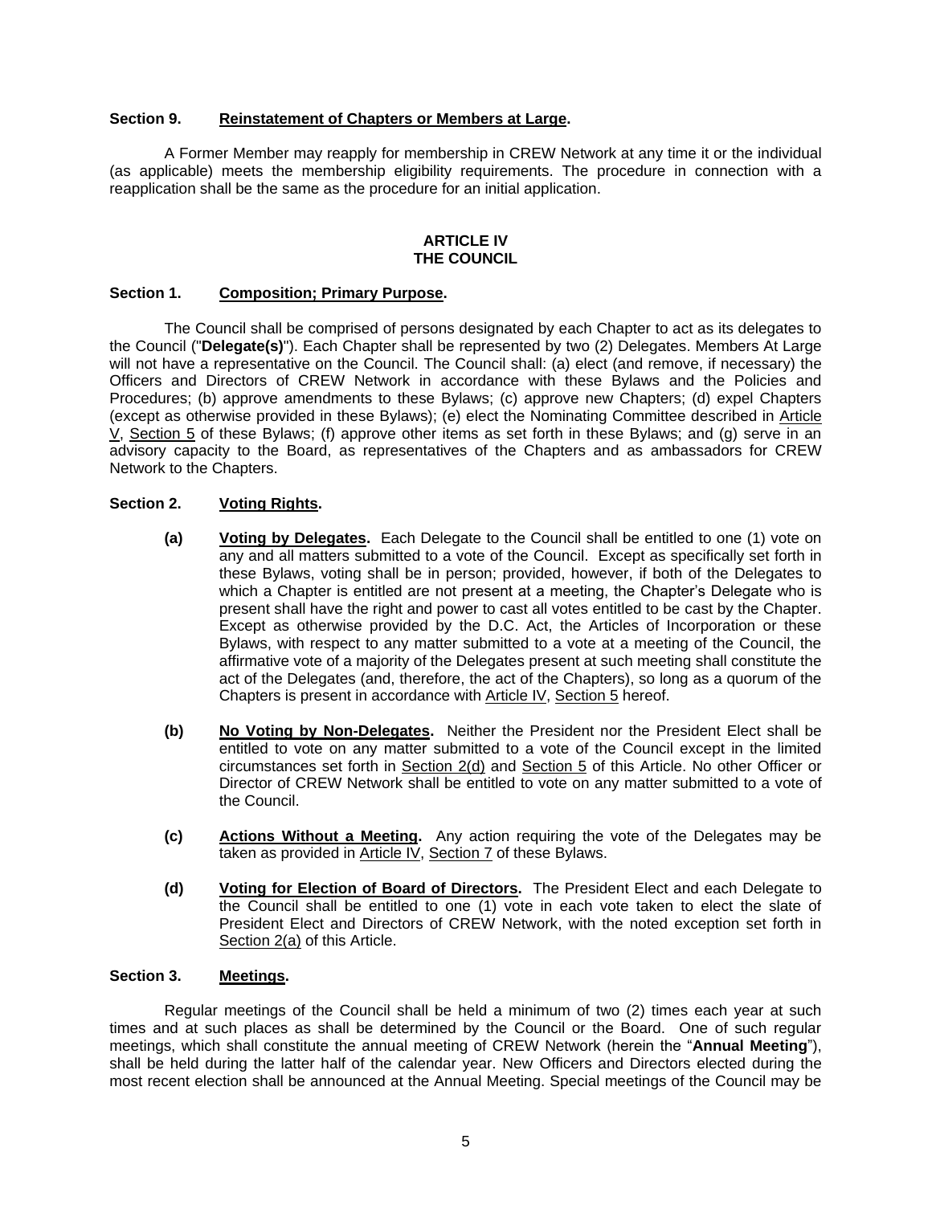**Section 9. Reinstatement of Chapters or Members at Large.**

A Former Member may reapply for membership in CREW Network at any time it or the individual (as applicable) meets the membership eligibility requirements. The procedure in connection with a reapplication shall be the same as the procedure for an initial application.

## ARTICLE IV
## THE COUNCIL

**Section 1. Composition; Primary Purpose.**

The Council shall be comprised of persons designated by each Chapter to act as its delegates to the Council ("**Delegate(s)**"). Each Chapter shall be represented by two (2) Delegates. Members At Large will not have a representative on the Council. The Council shall: (a) elect (and remove, if necessary) the Officers and Directors of CREW Network in accordance with these Bylaws and the Policies and Procedures; (b) approve amendments to these Bylaws; (c) approve new Chapters; (d) expel Chapters (except as otherwise provided in these Bylaws); (e) elect the Nominating Committee described in Article V, Section 5 of these Bylaws; (f) approve other items as set forth in these Bylaws; and (g) serve in an advisory capacity to the Board, as representatives of the Chapters and as ambassadors for CREW Network to the Chapters.

**Section 2. Voting Rights.**

**(a) Voting by Delegates.** Each Delegate to the Council shall be entitled to one (1) vote on any and all matters submitted to a vote of the Council. Except as specifically set forth in these Bylaws, voting shall be in person; provided, however, if both of the Delegates to which a Chapter is entitled are not present at a meeting, the Chapter's Delegate who is present shall have the right and power to cast all votes entitled to be cast by the Chapter. Except as otherwise provided by the D.C. Act, the Articles of Incorporation or these Bylaws, with respect to any matter submitted to a vote at a meeting of the Council, the affirmative vote of a majority of the Delegates present at such meeting shall constitute the act of the Delegates (and, therefore, the act of the Chapters), so long as a quorum of the Chapters is present in accordance with Article IV, Section 5 hereof.

**(b) No Voting by Non-Delegates.** Neither the President nor the President Elect shall be entitled to vote on any matter submitted to a vote of the Council except in the limited circumstances set forth in Section 2(d) and Section 5 of this Article. No other Officer or Director of CREW Network shall be entitled to vote on any matter submitted to a vote of the Council.

**(c) Actions Without a Meeting.** Any action requiring the vote of the Delegates may be taken as provided in Article IV, Section 7 of these Bylaws.

**(d) Voting for Election of Board of Directors.** The President Elect and each Delegate to the Council shall be entitled to one (1) vote in each vote taken to elect the slate of President Elect and Directors of CREW Network, with the noted exception set forth in Section 2(a) of this Article.

**Section 3. Meetings.**

Regular meetings of the Council shall be held a minimum of two (2) times each year at such times and at such places as shall be determined by the Council or the Board. One of such regular meetings, which shall constitute the annual meeting of CREW Network (herein the "**Annual Meeting**"), shall be held during the latter half of the calendar year. New Officers and Directors elected during the most recent election shall be announced at the Annual Meeting. Special meetings of the Council may be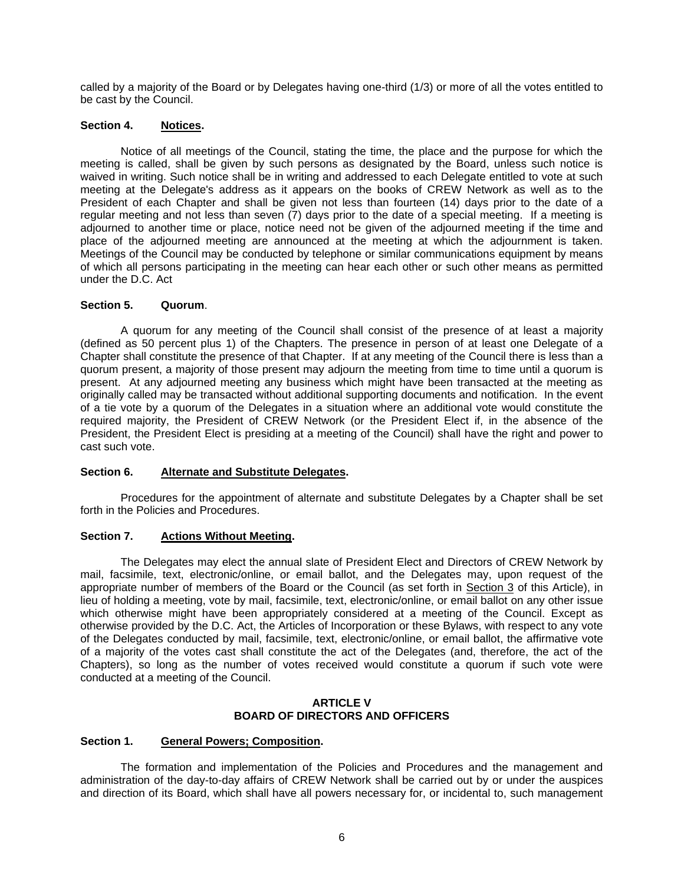called by a majority of the Board or by Delegates having one-third (1/3) or more of all the votes entitled to be cast by the Council.

**Section 4. Notices.**

Notice of all meetings of the Council, stating the time, the place and the purpose for which the meeting is called, shall be given by such persons as designated by the Board, unless such notice is waived in writing. Such notice shall be in writing and addressed to each Delegate entitled to vote at such meeting at the Delegate's address as it appears on the books of CREW Network as well as to the President of each Chapter and shall be given not less than fourteen (14) days prior to the date of a regular meeting and not less than seven (7) days prior to the date of a special meeting. If a meeting is adjourned to another time or place, notice need not be given of the adjourned meeting if the time and place of the adjourned meeting are announced at the meeting at which the adjournment is taken. Meetings of the Council may be conducted by telephone or similar communications equipment by means of which all persons participating in the meeting can hear each other or such other means as permitted under the D.C. Act

**Section 5. Quorum.**

A quorum for any meeting of the Council shall consist of the presence of at least a majority (defined as 50 percent plus 1) of the Chapters. The presence in person of at least one Delegate of a Chapter shall constitute the presence of that Chapter. If at any meeting of the Council there is less than a quorum present, a majority of those present may adjourn the meeting from time to time until a quorum is present. At any adjourned meeting any business which might have been transacted at the meeting as originally called may be transacted without additional supporting documents and notification. In the event of a tie vote by a quorum of the Delegates in a situation where an additional vote would constitute the required majority, the President of CREW Network (or the President Elect if, in the absence of the President, the President Elect is presiding at a meeting of the Council) shall have the right and power to cast such vote.

**Section 6. Alternate and Substitute Delegates.**

Procedures for the appointment of alternate and substitute Delegates by a Chapter shall be set forth in the Policies and Procedures.

**Section 7. Actions Without Meeting.**

The Delegates may elect the annual slate of President Elect and Directors of CREW Network by mail, facsimile, text, electronic/online, or email ballot, and the Delegates may, upon request of the appropriate number of members of the Board or the Council (as set forth in Section 3 of this Article), in lieu of holding a meeting, vote by mail, facsimile, text, electronic/online, or email ballot on any other issue which otherwise might have been appropriately considered at a meeting of the Council. Except as otherwise provided by the D.C. Act, the Articles of Incorporation or these Bylaws, with respect to any vote of the Delegates conducted by mail, facsimile, text, electronic/online, or email ballot, the affirmative vote of a majority of the votes cast shall constitute the act of the Delegates (and, therefore, the act of the Chapters), so long as the number of votes received would constitute a quorum if such vote were conducted at a meeting of the Council.

## ARTICLE V
## BOARD OF DIRECTORS AND OFFICERS

**Section 1. General Powers; Composition.**

The formation and implementation of the Policies and Procedures and the management and administration of the day-to-day affairs of CREW Network shall be carried out by or under the auspices and direction of its Board, which shall have all powers necessary for, or incidental to, such management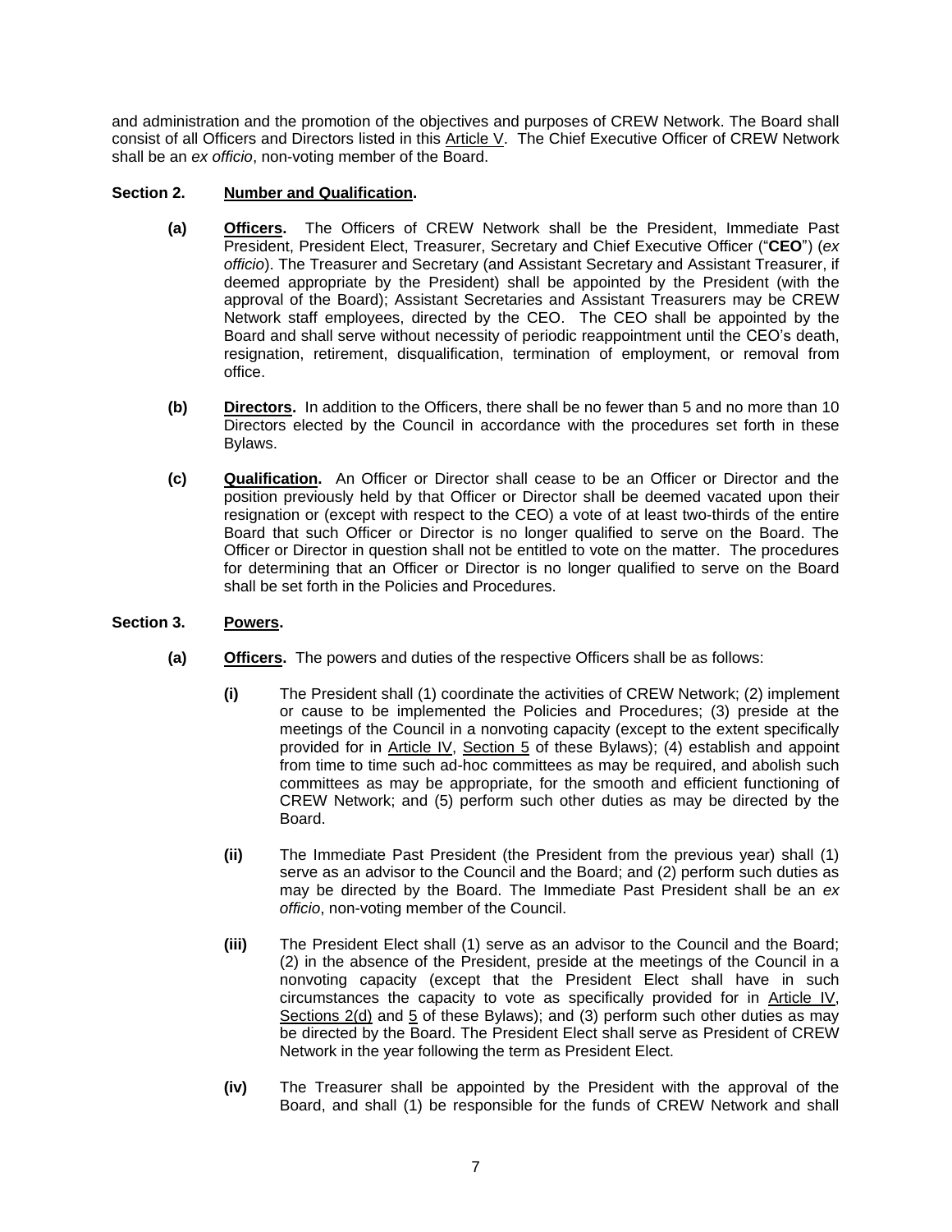and administration and the promotion of the objectives and purposes of CREW Network. The Board shall consist of all Officers and Directors listed in this Article V. The Chief Executive Officer of CREW Network shall be an *ex officio*, non-voting member of the Board.

**Section 2. Number and Qualification.**

**(a) Officers.** The Officers of CREW Network shall be the President, Immediate Past President, President Elect, Treasurer, Secretary and Chief Executive Officer ("**CEO**") (*ex officio*). The Treasurer and Secretary (and Assistant Secretary and Assistant Treasurer, if deemed appropriate by the President) shall be appointed by the President (with the approval of the Board); Assistant Secretaries and Assistant Treasurers may be CREW Network staff employees, directed by the CEO. The CEO shall be appointed by the Board and shall serve without necessity of periodic reappointment until the CEO's death, resignation, retirement, disqualification, termination of employment, or removal from office.

**(b) Directors.** In addition to the Officers, there shall be no fewer than 5 and no more than 10 Directors elected by the Council in accordance with the procedures set forth in these Bylaws.

**(c) Qualification.** An Officer or Director shall cease to be an Officer or Director and the position previously held by that Officer or Director shall be deemed vacated upon their resignation or (except with respect to the CEO) a vote of at least two-thirds of the entire Board that such Officer or Director is no longer qualified to serve on the Board. The Officer or Director in question shall not be entitled to vote on the matter. The procedures for determining that an Officer or Director is no longer qualified to serve on the Board shall be set forth in the Policies and Procedures.

**Section 3. Powers.**

**(a) Officers.** The powers and duties of the respective Officers shall be as follows:

**(i)** The President shall (1) coordinate the activities of CREW Network; (2) implement or cause to be implemented the Policies and Procedures; (3) preside at the meetings of the Council in a nonvoting capacity (except to the extent specifically provided for in Article IV, Section 5 of these Bylaws); (4) establish and appoint from time to time such ad-hoc committees as may be required, and abolish such committees as may be appropriate, for the smooth and efficient functioning of CREW Network; and (5) perform such other duties as may be directed by the Board.

**(ii)** The Immediate Past President (the President from the previous year) shall (1) serve as an advisor to the Council and the Board; and (2) perform such duties as may be directed by the Board. The Immediate Past President shall be an *ex officio*, non-voting member of the Council.

**(iii)** The President Elect shall (1) serve as an advisor to the Council and the Board; (2) in the absence of the President, preside at the meetings of the Council in a nonvoting capacity (except that the President Elect shall have in such circumstances the capacity to vote as specifically provided for in Article IV, Sections 2(d) and 5 of these Bylaws); and (3) perform such other duties as may be directed by the Board. The President Elect shall serve as President of CREW Network in the year following the term as President Elect.

**(iv)** The Treasurer shall be appointed by the President with the approval of the Board, and shall (1) be responsible for the funds of CREW Network and shall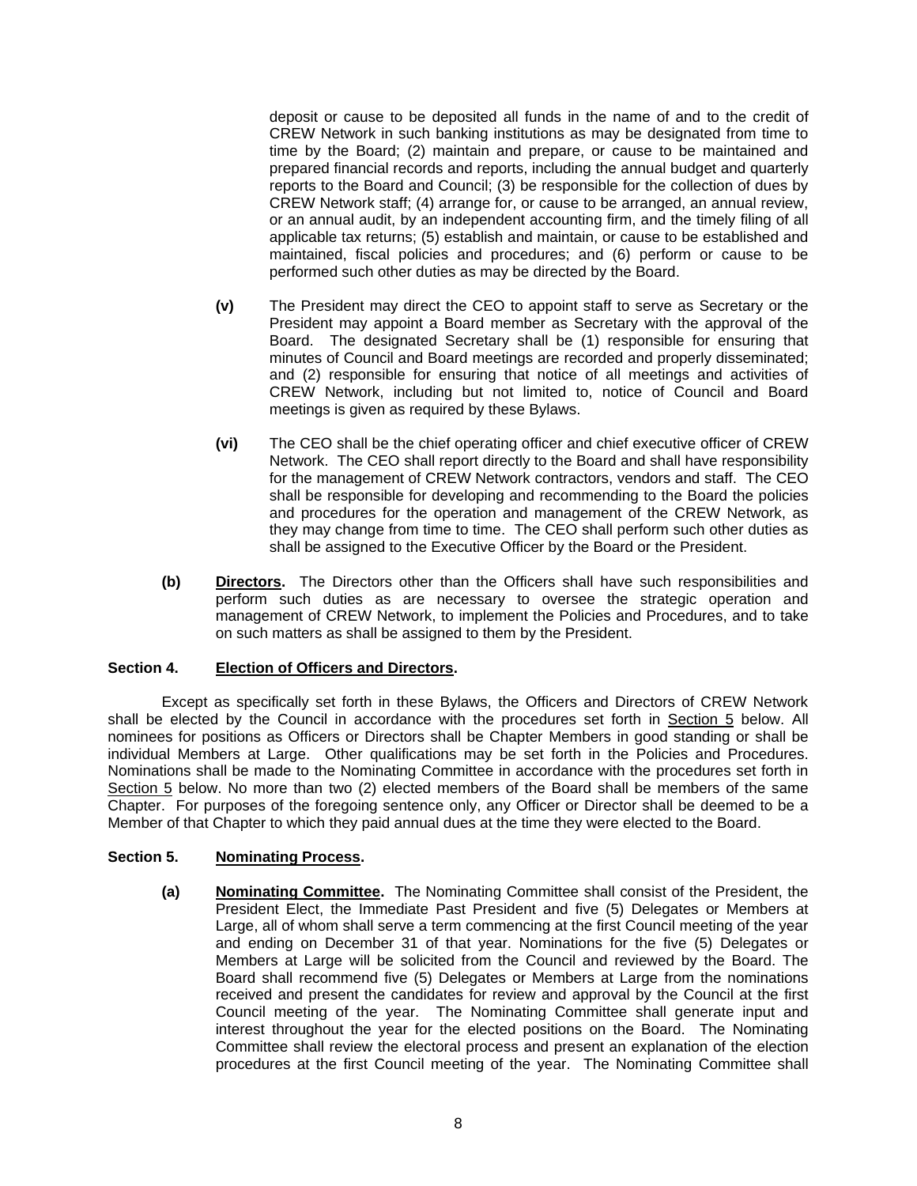deposit or cause to be deposited all funds in the name of and to the credit of CREW Network in such banking institutions as may be designated from time to time by the Board; (2) maintain and prepare, or cause to be maintained and prepared financial records and reports, including the annual budget and quarterly reports to the Board and Council; (3) be responsible for the collection of dues by CREW Network staff; (4) arrange for, or cause to be arranged, an annual review, or an annual audit, by an independent accounting firm, and the timely filing of all applicable tax returns; (5) establish and maintain, or cause to be established and maintained, fiscal policies and procedures; and (6) perform or cause to be performed such other duties as may be directed by the Board.

**(v)** The President may direct the CEO to appoint staff to serve as Secretary or the President may appoint a Board member as Secretary with the approval of the Board. The designated Secretary shall be (1) responsible for ensuring that minutes of Council and Board meetings are recorded and properly disseminated; and (2) responsible for ensuring that notice of all meetings and activities of CREW Network, including but not limited to, notice of Council and Board meetings is given as required by these Bylaws.

**(vi)** The CEO shall be the chief operating officer and chief executive officer of CREW Network. The CEO shall report directly to the Board and shall have responsibility for the management of CREW Network contractors, vendors and staff. The CEO shall be responsible for developing and recommending to the Board the policies and procedures for the operation and management of the CREW Network, as they may change from time to time. The CEO shall perform such other duties as shall be assigned to the Executive Officer by the Board or the President.

**(b)** **Directors.** The Directors other than the Officers shall have such responsibilities and perform such duties as are necessary to oversee the strategic operation and management of CREW Network, to implement the Policies and Procedures, and to take on such matters as shall be assigned to them by the President.

**Section 4. Election of Officers and Directors.**

Except as specifically set forth in these Bylaws, the Officers and Directors of CREW Network shall be elected by the Council in accordance with the procedures set forth in Section 5 below. All nominees for positions as Officers or Directors shall be Chapter Members in good standing or shall be individual Members at Large. Other qualifications may be set forth in the Policies and Procedures. Nominations shall be made to the Nominating Committee in accordance with the procedures set forth in Section 5 below. No more than two (2) elected members of the Board shall be members of the same Chapter. For purposes of the foregoing sentence only, any Officer or Director shall be deemed to be a Member of that Chapter to which they paid annual dues at the time they were elected to the Board.

**Section 5. Nominating Process.**

**(a)** **Nominating Committee.** The Nominating Committee shall consist of the President, the President Elect, the Immediate Past President and five (5) Delegates or Members at Large, all of whom shall serve a term commencing at the first Council meeting of the year and ending on December 31 of that year. Nominations for the five (5) Delegates or Members at Large will be solicited from the Council and reviewed by the Board. The Board shall recommend five (5) Delegates or Members at Large from the nominations received and present the candidates for review and approval by the Council at the first Council meeting of the year. The Nominating Committee shall generate input and interest throughout the year for the elected positions on the Board. The Nominating Committee shall review the electoral process and present an explanation of the election procedures at the first Council meeting of the year. The Nominating Committee shall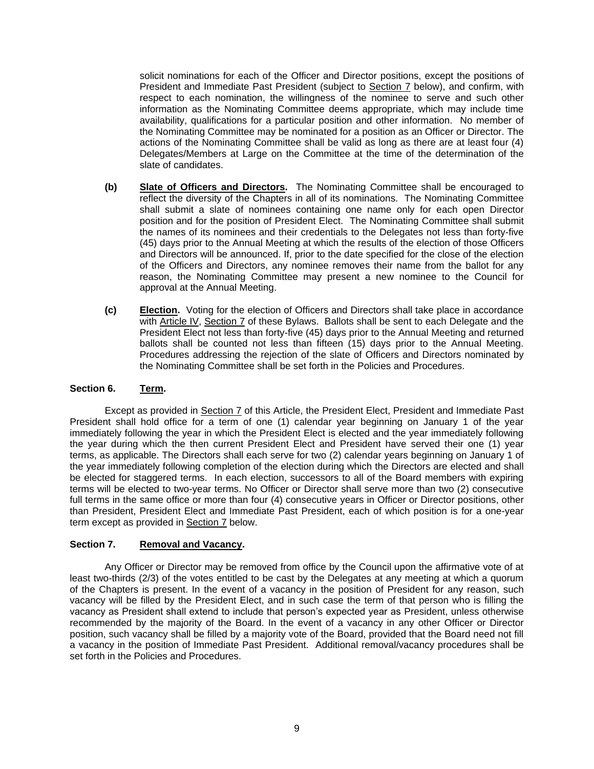solicit nominations for each of the Officer and Director positions, except the positions of President and Immediate Past President (subject to Section 7 below), and confirm, with respect to each nomination, the willingness of the nominee to serve and such other information as the Nominating Committee deems appropriate, which may include time availability, qualifications for a particular position and other information. No member of the Nominating Committee may be nominated for a position as an Officer or Director. The actions of the Nominating Committee shall be valid as long as there are at least four (4) Delegates/Members at Large on the Committee at the time of the determination of the slate of candidates.

**(b)** **Slate of Officers and Directors.** The Nominating Committee shall be encouraged to reflect the diversity of the Chapters in all of its nominations. The Nominating Committee shall submit a slate of nominees containing one name only for each open Director position and for the position of President Elect. The Nominating Committee shall submit the names of its nominees and their credentials to the Delegates not less than forty-five (45) days prior to the Annual Meeting at which the results of the election of those Officers and Directors will be announced. If, prior to the date specified for the close of the election of the Officers and Directors, any nominee removes their name from the ballot for any reason, the Nominating Committee may present a new nominee to the Council for approval at the Annual Meeting.

**(c)** **Election.** Voting for the election of Officers and Directors shall take place in accordance with Article IV, Section 7 of these Bylaws. Ballots shall be sent to each Delegate and the President Elect not less than forty-five (45) days prior to the Annual Meeting and returned ballots shall be counted not less than fifteen (15) days prior to the Annual Meeting. Procedures addressing the rejection of the slate of Officers and Directors nominated by the Nominating Committee shall be set forth in the Policies and Procedures.

**Section 6. Term.**

Except as provided in Section 7 of this Article, the President Elect, President and Immediate Past President shall hold office for a term of one (1) calendar year beginning on January 1 of the year immediately following the year in which the President Elect is elected and the year immediately following the year during which the then current President Elect and President have served their one (1) year terms, as applicable. The Directors shall each serve for two (2) calendar years beginning on January 1 of the year immediately following completion of the election during which the Directors are elected and shall be elected for staggered terms. In each election, successors to all of the Board members with expiring terms will be elected to two-year terms. No Officer or Director shall serve more than two (2) consecutive full terms in the same office or more than four (4) consecutive years in Officer or Director positions, other than President, President Elect and Immediate Past President, each of which position is for a one-year term except as provided in Section 7 below.

**Section 7. Removal and Vacancy.**

Any Officer or Director may be removed from office by the Council upon the affirmative vote of at least two-thirds (2/3) of the votes entitled to be cast by the Delegates at any meeting at which a quorum of the Chapters is present. In the event of a vacancy in the position of President for any reason, such vacancy will be filled by the President Elect, and in such case the term of that person who is filling the vacancy as President shall extend to include that person's expected year as President, unless otherwise recommended by the majority of the Board. In the event of a vacancy in any other Officer or Director position, such vacancy shall be filled by a majority vote of the Board, provided that the Board need not fill a vacancy in the position of Immediate Past President. Additional removal/vacancy procedures shall be set forth in the Policies and Procedures.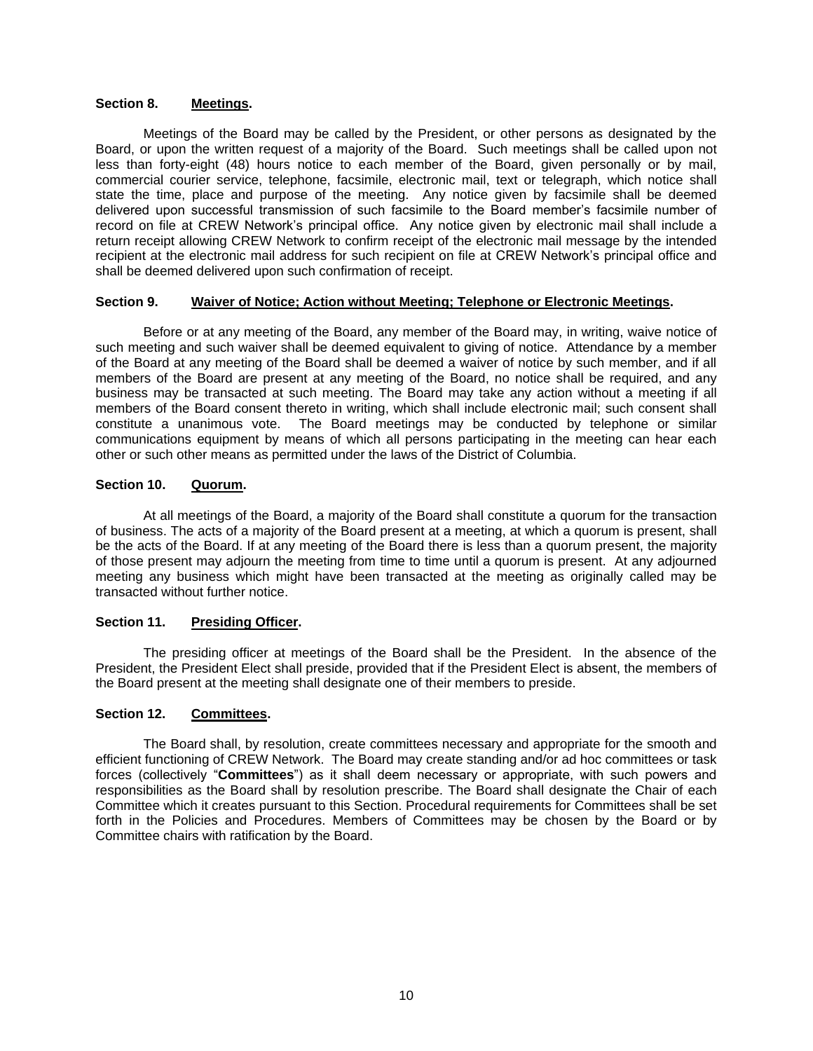**Section 8. <u>Meetings</u>.**

Meetings of the Board may be called by the President, or other persons as designated by the Board, or upon the written request of a majority of the Board. Such meetings shall be called upon not less than forty-eight (48) hours notice to each member of the Board, given personally or by mail, commercial courier service, telephone, facsimile, electronic mail, text or telegraph, which notice shall state the time, place and purpose of the meeting. Any notice given by facsimile shall be deemed delivered upon successful transmission of such facsimile to the Board member's facsimile number of record on file at CREW Network's principal office. Any notice given by electronic mail shall include a return receipt allowing CREW Network to confirm receipt of the electronic mail message by the intended recipient at the electronic mail address for such recipient on file at CREW Network's principal office and shall be deemed delivered upon such confirmation of receipt.

**Section 9. <u>Waiver of Notice; Action without Meeting; Telephone or Electronic Meetings</u>.**

Before or at any meeting of the Board, any member of the Board may, in writing, waive notice of such meeting and such waiver shall be deemed equivalent to giving of notice. Attendance by a member of the Board at any meeting of the Board shall be deemed a waiver of notice by such member, and if all members of the Board are present at any meeting of the Board, no notice shall be required, and any business may be transacted at such meeting. The Board may take any action without a meeting if all members of the Board consent thereto in writing, which shall include electronic mail; such consent shall constitute a unanimous vote. The Board meetings may be conducted by telephone or similar communications equipment by means of which all persons participating in the meeting can hear each other or such other means as permitted under the laws of the District of Columbia.

**Section 10. <u>Quorum</u>.**

At all meetings of the Board, a majority of the Board shall constitute a quorum for the transaction of business. The acts of a majority of the Board present at a meeting, at which a quorum is present, shall be the acts of the Board. If at any meeting of the Board there is less than a quorum present, the majority of those present may adjourn the meeting from time to time until a quorum is present. At any adjourned meeting any business which might have been transacted at the meeting as originally called may be transacted without further notice.

**Section 11. <u>Presiding Officer</u>.**

The presiding officer at meetings of the Board shall be the President. In the absence of the President, the President Elect shall preside, provided that if the President Elect is absent, the members of the Board present at the meeting shall designate one of their members to preside.

**Section 12. <u>Committees</u>.**

The Board shall, by resolution, create committees necessary and appropriate for the smooth and efficient functioning of CREW Network. The Board may create standing and/or ad hoc committees or task forces (collectively "**Committees**") as it shall deem necessary or appropriate, with such powers and responsibilities as the Board shall by resolution prescribe. The Board shall designate the Chair of each Committee which it creates pursuant to this Section. Procedural requirements for Committees shall be set forth in the Policies and Procedures. Members of Committees may be chosen by the Board or by Committee chairs with ratification by the Board.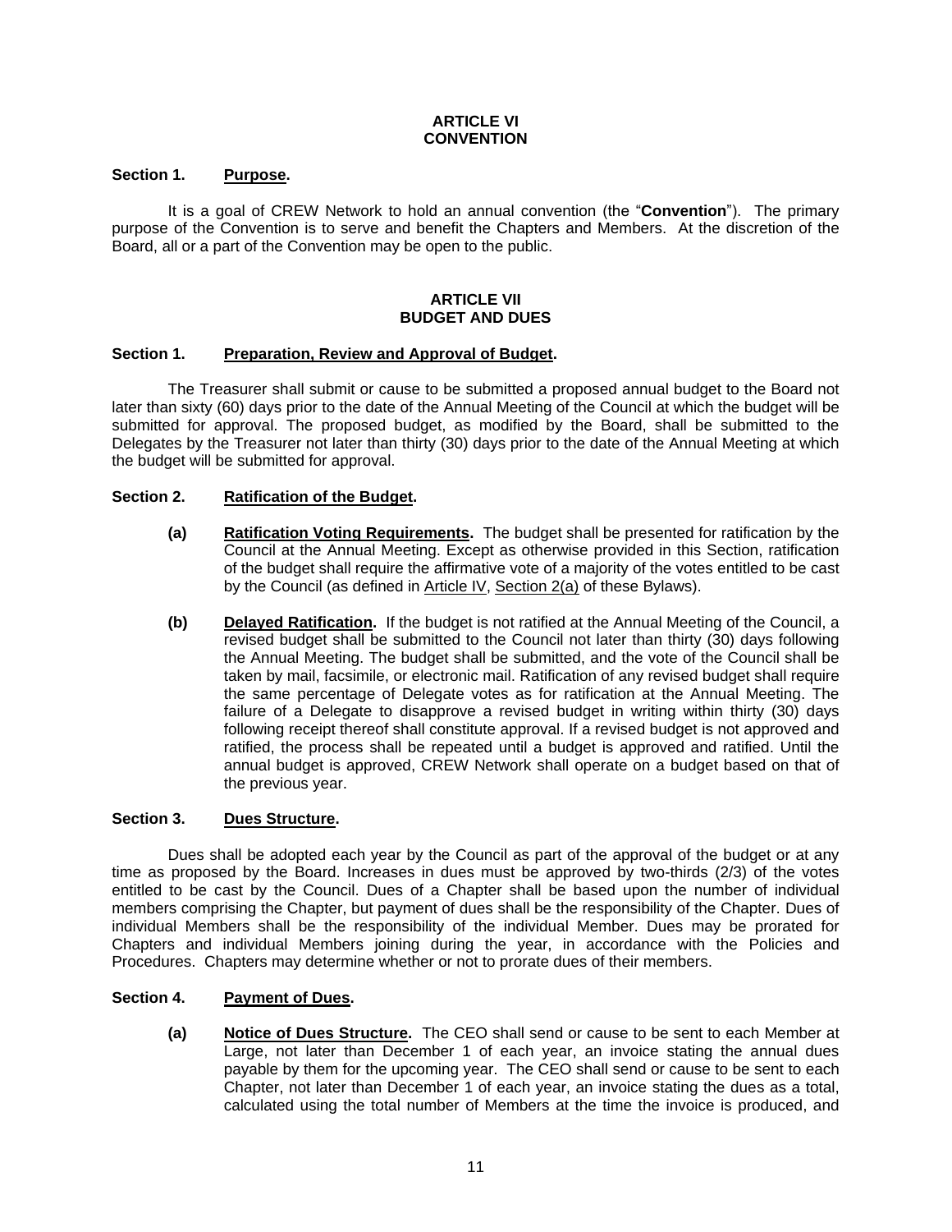## ARTICLE VI
## CONVENTION

### Section 1. <u>Purpose</u>.

It is a goal of CREW Network to hold an annual convention (the "**Convention**"). The primary purpose of the Convention is to serve and benefit the Chapters and Members. At the discretion of the Board, all or a part of the Convention may be open to the public.

## ARTICLE VII
## BUDGET AND DUES

### Section 1. <u>Preparation, Review and Approval of Budget</u>.

The Treasurer shall submit or cause to be submitted a proposed annual budget to the Board not later than sixty (60) days prior to the date of the Annual Meeting of the Council at which the budget will be submitted for approval. The proposed budget, as modified by the Board, shall be submitted to the Delegates by the Treasurer not later than thirty (30) days prior to the date of the Annual Meeting at which the budget will be submitted for approval.

### Section 2. <u>Ratification of the Budget</u>.

**(a) <u>Ratification Voting Requirements</u>.** The budget shall be presented for ratification by the Council at the Annual Meeting. Except as otherwise provided in this Section, ratification of the budget shall require the affirmative vote of a majority of the votes entitled to be cast by the Council (as defined in <u>Article IV</u>, <u>Section 2(a)</u> of these Bylaws).

**(b) <u>Delayed Ratification</u>.** If the budget is not ratified at the Annual Meeting of the Council, a revised budget shall be submitted to the Council not later than thirty (30) days following the Annual Meeting. The budget shall be submitted, and the vote of the Council shall be taken by mail, facsimile, or electronic mail. Ratification of any revised budget shall require the same percentage of Delegate votes as for ratification at the Annual Meeting. The failure of a Delegate to disapprove a revised budget in writing within thirty (30) days following receipt thereof shall constitute approval. If a revised budget is not approved and ratified, the process shall be repeated until a budget is approved and ratified. Until the annual budget is approved, CREW Network shall operate on a budget based on that of the previous year.

### Section 3. <u>Dues Structure</u>.

Dues shall be adopted each year by the Council as part of the approval of the budget or at any time as proposed by the Board. Increases in dues must be approved by two-thirds (2/3) of the votes entitled to be cast by the Council. Dues of a Chapter shall be based upon the number of individual members comprising the Chapter, but payment of dues shall be the responsibility of the Chapter. Dues of individual Members shall be the responsibility of the individual Member. Dues may be prorated for Chapters and individual Members joining during the year, in accordance with the Policies and Procedures. Chapters may determine whether or not to prorate dues of their members.

### Section 4. <u>Payment of Dues</u>.

**(a) <u>Notice of Dues Structure</u>.** The CEO shall send or cause to be sent to each Member at Large, not later than December 1 of each year, an invoice stating the annual dues payable by them for the upcoming year. The CEO shall send or cause to be sent to each Chapter, not later than December 1 of each year, an invoice stating the dues as a total, calculated using the total number of Members at the time the invoice is produced, and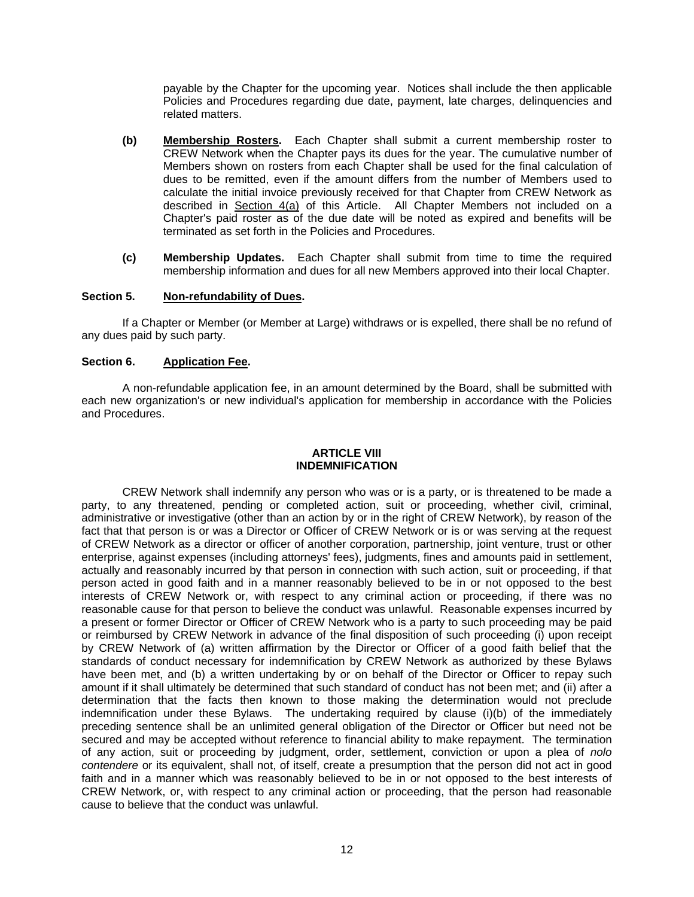payable by the Chapter for the upcoming year. Notices shall include the then applicable Policies and Procedures regarding due date, payment, late charges, delinquencies and related matters.

**(b)** **Membership Rosters.** Each Chapter shall submit a current membership roster to CREW Network when the Chapter pays its dues for the year. The cumulative number of Members shown on rosters from each Chapter shall be used for the final calculation of dues to be remitted, even if the amount differs from the number of Members used to calculate the initial invoice previously received for that Chapter from CREW Network as described in Section 4(a) of this Article. All Chapter Members not included on a Chapter's paid roster as of the due date will be noted as expired and benefits will be terminated as set forth in the Policies and Procedures.

**(c)** **Membership Updates.** Each Chapter shall submit from time to time the required membership information and dues for all new Members approved into their local Chapter.

**Section 5.** **Non-refundability of Dues.**

If a Chapter or Member (or Member at Large) withdraws or is expelled, there shall be no refund of any dues paid by such party.

**Section 6.** **Application Fee.**

A non-refundable application fee, in an amount determined by the Board, shall be submitted with each new organization's or new individual's application for membership in accordance with the Policies and Procedures.

## ARTICLE VIII
## INDEMNIFICATION

CREW Network shall indemnify any person who was or is a party, or is threatened to be made a party, to any threatened, pending or completed action, suit or proceeding, whether civil, criminal, administrative or investigative (other than an action by or in the right of CREW Network), by reason of the fact that that person is or was a Director or Officer of CREW Network or is or was serving at the request of CREW Network as a director or officer of another corporation, partnership, joint venture, trust or other enterprise, against expenses (including attorneys' fees), judgments, fines and amounts paid in settlement, actually and reasonably incurred by that person in connection with such action, suit or proceeding, if that person acted in good faith and in a manner reasonably believed to be in or not opposed to the best interests of CREW Network or, with respect to any criminal action or proceeding, if there was no reasonable cause for that person to believe the conduct was unlawful. Reasonable expenses incurred by a present or former Director or Officer of CREW Network who is a party to such proceeding may be paid or reimbursed by CREW Network in advance of the final disposition of such proceeding (i) upon receipt by CREW Network of (a) written affirmation by the Director or Officer of a good faith belief that the standards of conduct necessary for indemnification by CREW Network as authorized by these Bylaws have been met, and (b) a written undertaking by or on behalf of the Director or Officer to repay such amount if it shall ultimately be determined that such standard of conduct has not been met; and (ii) after a determination that the facts then known to those making the determination would not preclude indemnification under these Bylaws. The undertaking required by clause (i)(b) of the immediately preceding sentence shall be an unlimited general obligation of the Director or Officer but need not be secured and may be accepted without reference to financial ability to make repayment. The termination of any action, suit or proceeding by judgment, order, settlement, conviction or upon a plea of *nolo contendere* or its equivalent, shall not, of itself, create a presumption that the person did not act in good faith and in a manner which was reasonably believed to be in or not opposed to the best interests of CREW Network, or, with respect to any criminal action or proceeding, that the person had reasonable cause to believe that the conduct was unlawful.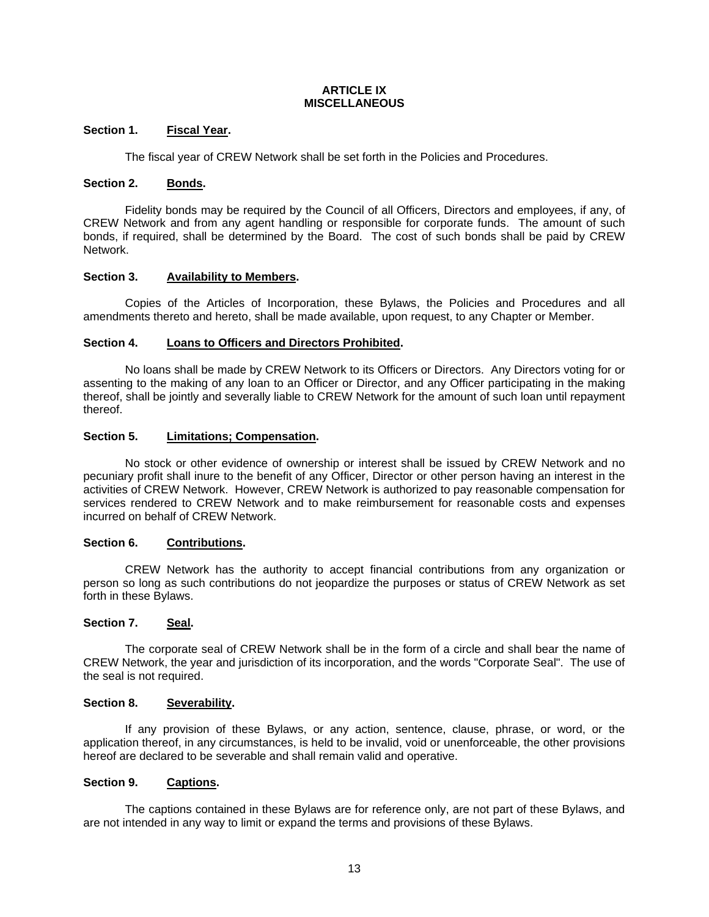# ARTICLE IX
# MISCELLANEOUS

**Section 1. Fiscal Year.**

The fiscal year of CREW Network shall be set forth in the Policies and Procedures.

**Section 2. Bonds.**

Fidelity bonds may be required by the Council of all Officers, Directors and employees, if any, of CREW Network and from any agent handling or responsible for corporate funds. The amount of such bonds, if required, shall be determined by the Board. The cost of such bonds shall be paid by CREW Network.

**Section 3. Availability to Members.**

Copies of the Articles of Incorporation, these Bylaws, the Policies and Procedures and all amendments thereto and hereto, shall be made available, upon request, to any Chapter or Member.

**Section 4. Loans to Officers and Directors Prohibited.**

No loans shall be made by CREW Network to its Officers or Directors. Any Directors voting for or assenting to the making of any loan to an Officer or Director, and any Officer participating in the making thereof, shall be jointly and severally liable to CREW Network for the amount of such loan until repayment thereof.

**Section 5. Limitations; Compensation.**

No stock or other evidence of ownership or interest shall be issued by CREW Network and no pecuniary profit shall inure to the benefit of any Officer, Director or other person having an interest in the activities of CREW Network. However, CREW Network is authorized to pay reasonable compensation for services rendered to CREW Network and to make reimbursement for reasonable costs and expenses incurred on behalf of CREW Network.

**Section 6. Contributions.**

CREW Network has the authority to accept financial contributions from any organization or person so long as such contributions do not jeopardize the purposes or status of CREW Network as set forth in these Bylaws.

**Section 7. Seal.**

The corporate seal of CREW Network shall be in the form of a circle and shall bear the name of CREW Network, the year and jurisdiction of its incorporation, and the words "Corporate Seal". The use of the seal is not required.

**Section 8. Severability.**

If any provision of these Bylaws, or any action, sentence, clause, phrase, or word, or the application thereof, in any circumstances, is held to be invalid, void or unenforceable, the other provisions hereof are declared to be severable and shall remain valid and operative.

**Section 9. Captions.**

The captions contained in these Bylaws are for reference only, are not part of these Bylaws, and are not intended in any way to limit or expand the terms and provisions of these Bylaws.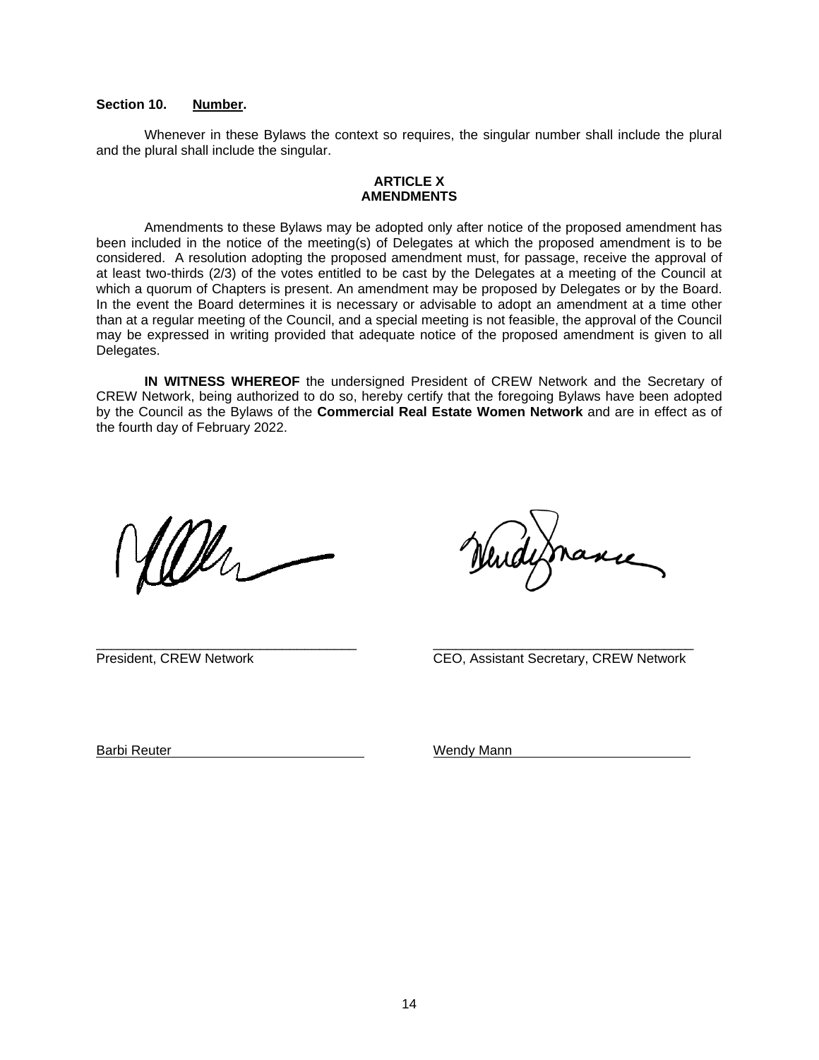**Section 10. Number.**

Whenever in these Bylaws the context so requires, the singular number shall include the plural and the plural shall include the singular.

## ARTICLE X
## AMENDMENTS

Amendments to these Bylaws may be adopted only after notice of the proposed amendment has been included in the notice of the meeting(s) of Delegates at which the proposed amendment is to be considered. A resolution adopting the proposed amendment must, for passage, receive the approval of at least two-thirds (2/3) of the votes entitled to be cast by the Delegates at a meeting of the Council at which a quorum of Chapters is present. An amendment may be proposed by Delegates or by the Board. In the event the Board determines it is necessary or advisable to adopt an amendment at a time other than at a regular meeting of the Council, and a special meeting is not feasible, the approval of the Council may be expressed in writing provided that adequate notice of the proposed amendment is given to all Delegates.

**IN WITNESS WHEREOF** the undersigned President of CREW Network and the Secretary of CREW Network, being authorized to do so, hereby certify that the foregoing Bylaws have been adopted by the Council as the Bylaws of the **Commercial Real Estate Women Network** and are in effect as of the fourth day of February 2022.

\_\_\_\_\_\_\_\_\_\_\_\_\_\_\_\_\_\_\_\_\_\_\_\_\_\_\_\_\_\_\_\_\_\_\_
President, CREW Network

Barbi Reuter

\_\_\_\_\_\_\_\_\_\_\_\_\_\_\_\_\_\_\_\_\_\_\_\_\_\_\_\_\_\_\_\_\_\_\_
CEO, Assistant Secretary, CREW Network

Wendy Mann